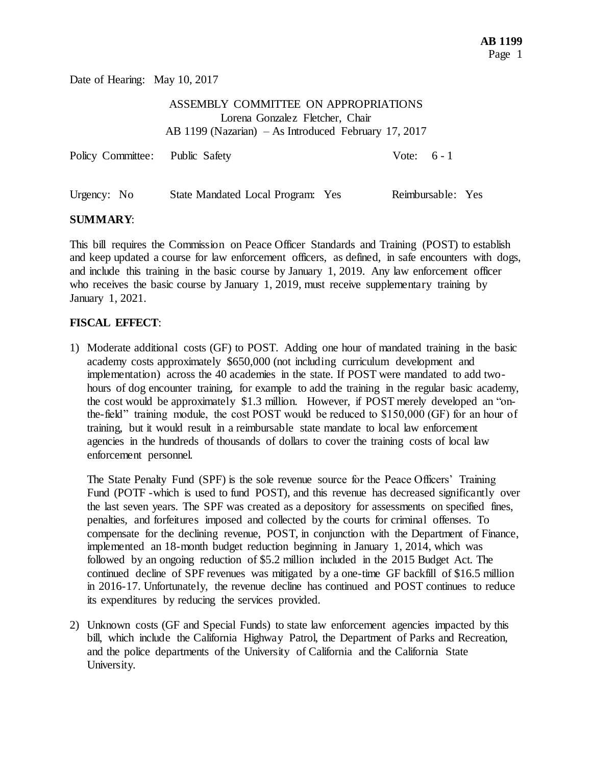Date of Hearing: May 10, 2017

ASSEMBLY COMMITTEE ON APPROPRIATIONS
Lorena Gonzalez Fletcher, Chair
AB 1199 (Nazarian) – As Introduced February 17, 2017

Policy Committee: Public Safety Vote: 6 - 1

Urgency: No State Mandated Local Program: Yes Reimbursable: Yes

**SUMMARY**:

This bill requires the Commission on Peace Officer Standards and Training (POST) to establish and keep updated a course for law enforcement officers, as defined, in safe encounters with dogs, and include this training in the basic course by January 1, 2019. Any law enforcement officer who receives the basic course by January 1, 2019, must receive supplementary training by January 1, 2021.

**FISCAL EFFECT**:

1) Moderate additional costs (GF) to POST. Adding one hour of mandated training in the basic academy costs approximately $650,000 (not including curriculum development and implementation) across the 40 academies in the state. If POST were mandated to add two-hours of dog encounter training, for example to add the training in the regular basic academy, the cost would be approximately $1.3 million. However, if POST merely developed an "on-the-field" training module, the cost POST would be reduced to $150,000 (GF) for an hour of training, but it would result in a reimbursable state mandate to local law enforcement agencies in the hundreds of thousands of dollars to cover the training costs of local law enforcement personnel.

   The State Penalty Fund (SPF) is the sole revenue source for the Peace Officers' Training Fund (POTF -which is used to fund POST), and this revenue has decreased significantly over the last seven years. The SPF was created as a depository for assessments on specified fines, penalties, and forfeitures imposed and collected by the courts for criminal offenses. To compensate for the declining revenue, POST, in conjunction with the Department of Finance, implemented an 18-month budget reduction beginning in January 1, 2014, which was followed by an ongoing reduction of $5.2 million included in the 2015 Budget Act. The continued decline of SPF revenues was mitigated by a one-time GF backfill of $16.5 million in 2016-17. Unfortunately, the revenue decline has continued and POST continues to reduce its expenditures by reducing the services provided.

2) Unknown costs (GF and Special Funds) to state law enforcement agencies impacted by this bill, which include the California Highway Patrol, the Department of Parks and Recreation, and the police departments of the University of California and the California State University.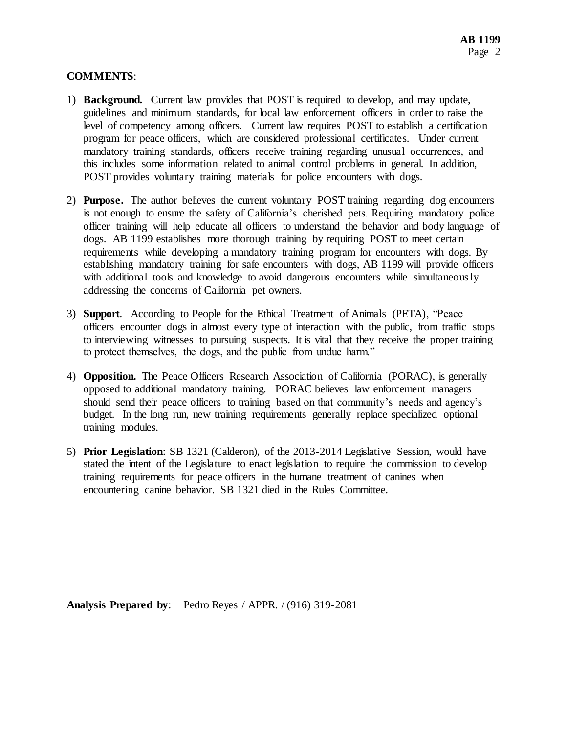**COMMENTS**:

1) **Background.** Current law provides that POST is required to develop, and may update, guidelines and minimum standards, for local law enforcement officers in order to raise the level of competency among officers. Current law requires POST to establish a certification program for peace officers, which are considered professional certificates. Under current mandatory training standards, officers receive training regarding unusual occurrences, and this includes some information related to animal control problems in general. In addition, POST provides voluntary training materials for police encounters with dogs.

2) **Purpose.** The author believes the current voluntary POST training regarding dog encounters is not enough to ensure the safety of California's cherished pets. Requiring mandatory police officer training will help educate all officers to understand the behavior and body language of dogs. AB 1199 establishes more thorough training by requiring POST to meet certain requirements while developing a mandatory training program for encounters with dogs. By establishing mandatory training for safe encounters with dogs, AB 1199 will provide officers with additional tools and knowledge to avoid dangerous encounters while simultaneously addressing the concerns of California pet owners.

3) **Support**. According to People for the Ethical Treatment of Animals (PETA), "Peace officers encounter dogs in almost every type of interaction with the public, from traffic stops to interviewing witnesses to pursuing suspects. It is vital that they receive the proper training to protect themselves, the dogs, and the public from undue harm."

4) **Opposition.** The Peace Officers Research Association of California (PORAC), is generally opposed to additional mandatory training. PORAC believes law enforcement managers should send their peace officers to training based on that community's needs and agency's budget. In the long run, new training requirements generally replace specialized optional training modules.

5) **Prior Legislation**: SB 1321 (Calderon), of the 2013-2014 Legislative Session, would have stated the intent of the Legislature to enact legislation to require the commission to develop training requirements for peace officers in the humane treatment of canines when encountering canine behavior. SB 1321 died in the Rules Committee.

**Analysis Prepared by**: Pedro Reyes / APPR. / (916) 319-2081